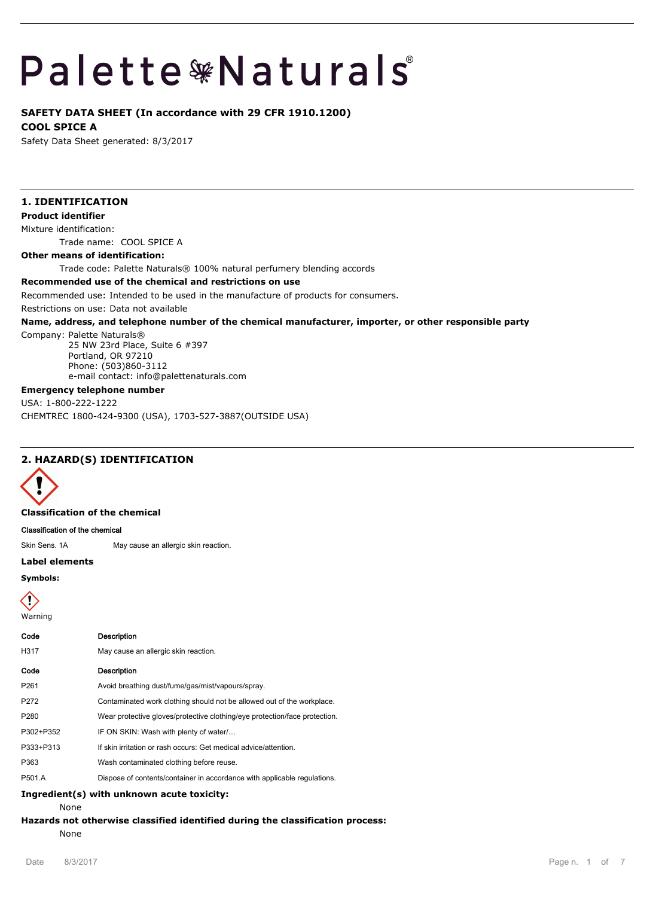# Palette Naturals®

**SAFETY DATA SHEET (In accordance with 29 CFR 1910.1200)**

**COOL SPICE A**

Safety Data Sheet generated: 8/3/2017

## 1. IDENTIFICATION

**Product identifier**

Mixture identification:

Trade name: COOL SPICE A

**Other means of identification:**

Trade code: Palette Naturals® 100% natural perfumery blending accords

**Recommended use of the chemical and restrictions on use**

Recommended use: Intended to be used in the manufacture of products for consumers.

Restrictions on use: Data not available

**Name, address, and telephone number of the chemical manufacturer, importer, or other responsible party**

Company: Palette Naturals®
25 NW 23rd Place, Suite 6 #397
Portland, OR 97210
Phone: (503)860-3112
e-mail contact: info@palettenaturals.com

**Emergency telephone number**

USA: 1-800-222-1222

CHEMTREC 1800-424-9300 (USA), 1703-527-3887(OUTSIDE USA)

## 2. HAZARD(S) IDENTIFICATION

**Classification of the chemical**

**Classification of the chemical**

| | |
|---|---|
| Skin Sens. 1A | May cause an allergic skin reaction. |

**Label elements**

**Symbols:**

Warning

| Code | Description |
|---|---|
| H317 | May cause an allergic skin reaction. |

| Code | Description |
|---|---|
| P261 | Avoid breathing dust/fume/gas/mist/vapours/spray. |
| P272 | Contaminated work clothing should not be allowed out of the workplace. |
| P280 | Wear protective gloves/protective clothing/eye protection/face protection. |
| P302+P352 | IF ON SKIN: Wash with plenty of water/… |
| P333+P313 | If skin irritation or rash occurs: Get medical advice/attention. |
| P363 | Wash contaminated clothing before reuse. |
| P501.A | Dispose of contents/container in accordance with applicable regulations. |

**Ingredient(s) with unknown acute toxicity:**

None

**Hazards not otherwise classified identified during the classification process:**

None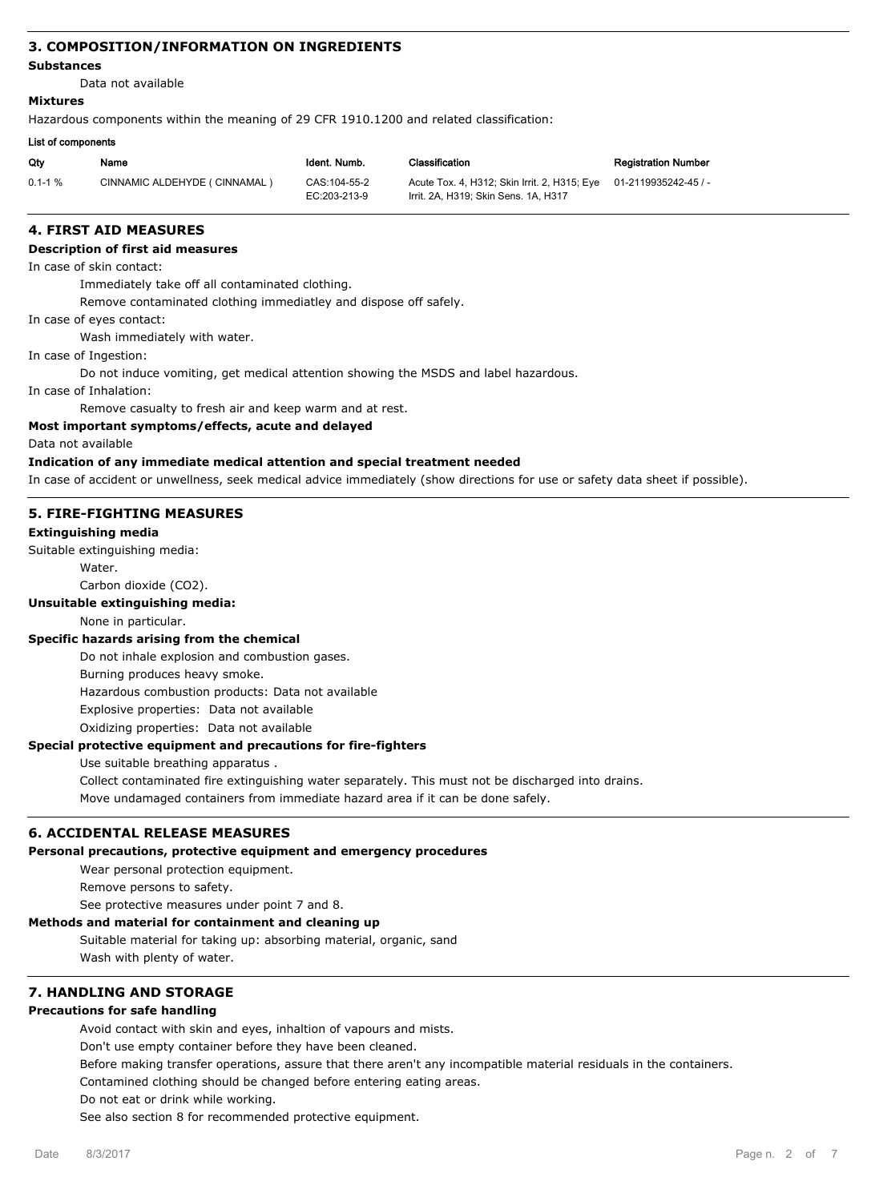## 3. COMPOSITION/INFORMATION ON INGREDIENTS

**Substances**

Data not available

**Mixtures**

Hazardous components within the meaning of 29 CFR 1910.1200 and related classification:

**List of components**

| Qty | Name | Ident. Numb. | Classification | Registration Number |
|---|---|---|---|---|
| 0.1-1 % | CINNAMIC ALDEHYDE ( CINNAMAL ) | CAS:104-55-2<br>EC:203-213-9 | Acute Tox. 4, H312; Skin Irrit. 2, H315; Eye Irrit. 2A, H319; Skin Sens. 1A, H317 | 01-2119935242-45 / - |

## 4. FIRST AID MEASURES

**Description of first aid measures**

In case of skin contact:

Immediately take off all contaminated clothing.

Remove contaminated clothing immediatley and dispose off safely.

In case of eyes contact:

Wash immediately with water.

In case of Ingestion:

Do not induce vomiting, get medical attention showing the MSDS and label hazardous.

In case of Inhalation:

Remove casualty to fresh air and keep warm and at rest.

**Most important symptoms/effects, acute and delayed**

Data not available

**Indication of any immediate medical attention and special treatment needed**

In case of accident or unwellness, seek medical advice immediately (show directions for use or safety data sheet if possible).

## 5. FIRE-FIGHTING MEASURES

**Extinguishing media**

Suitable extinguishing media:

Water.

Carbon dioxide ($CO_2$).

**Unsuitable extinguishing media:**

None in particular.

**Specific hazards arising from the chemical**

Do not inhale explosion and combustion gases.

Burning produces heavy smoke.

Hazardous combustion products: Data not available

Explosive properties: Data not available

Oxidizing properties: Data not available

**Special protective equipment and precautions for fire-fighters**

Use suitable breathing apparatus .

Collect contaminated fire extinguishing water separately. This must not be discharged into drains.

Move undamaged containers from immediate hazard area if it can be done safely.

## 6. ACCIDENTAL RELEASE MEASURES

**Personal precautions, protective equipment and emergency procedures**

Wear personal protection equipment.

Remove persons to safety.

See protective measures under point 7 and 8.

**Methods and material for containment and cleaning up**

Suitable material for taking up: absorbing material, organic, sand

Wash with plenty of water.

## 7. HANDLING AND STORAGE

**Precautions for safe handling**

Avoid contact with skin and eyes, inhaltion of vapours and mists.

Don't use empty container before they have been cleaned.

Before making transfer operations, assure that there aren't any incompatible material residuals in the containers.

Contamined clothing should be changed before entering eating areas.

Do not eat or drink while working.

See also section 8 for recommended protective equipment.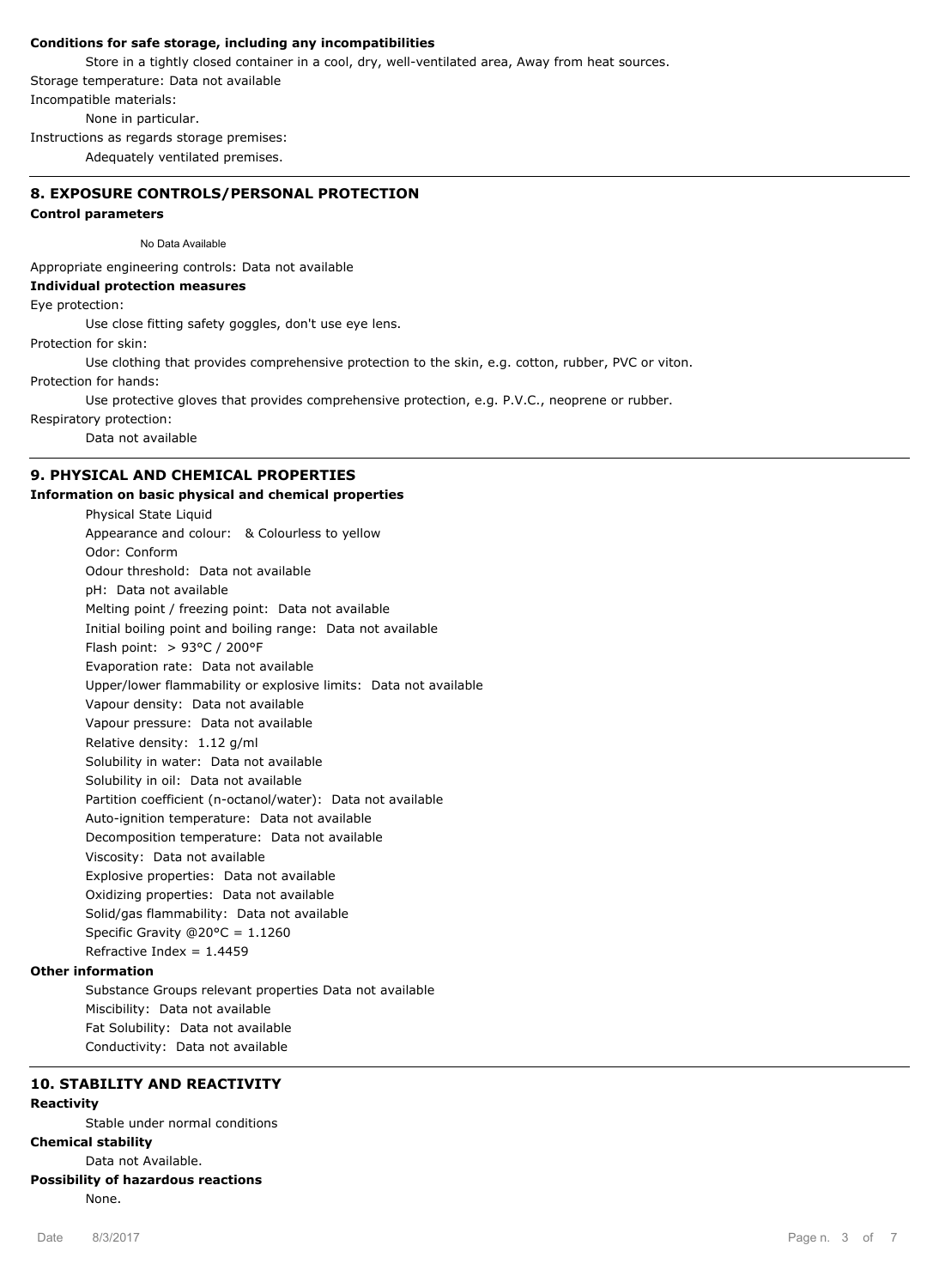**Conditions for safe storage, including any incompatibilities**

Store in a tightly closed container in a cool, dry, well-ventilated area, Away from heat sources.

Storage temperature: Data not available

Incompatible materials:

None in particular.

Instructions as regards storage premises:

Adequately ventilated premises.

## 8. EXPOSURE CONTROLS/PERSONAL PROTECTION

**Control parameters**

No Data Available

Appropriate engineering controls: Data not available

**Individual protection measures**

Eye protection:

Use close fitting safety goggles, don't use eye lens.

Protection for skin:

Use clothing that provides comprehensive protection to the skin, e.g. cotton, rubber, PVC or viton.

Protection for hands:

Use protective gloves that provides comprehensive protection, e.g. P.V.C., neoprene or rubber.

Respiratory protection:

Data not available

## 9. PHYSICAL AND CHEMICAL PROPERTIES

**Information on basic physical and chemical properties**

Physical State Liquid
Appearance and colour: & Colourless to yellow
Odor: Conform
Odour threshold: Data not available
pH: Data not available
Melting point / freezing point: Data not available
Initial boiling point and boiling range: Data not available
Flash point: > 93°C / 200°F
Evaporation rate: Data not available
Upper/lower flammability or explosive limits: Data not available
Vapour density: Data not available
Vapour pressure: Data not available
Relative density: 1.12 g/ml
Solubility in water: Data not available
Solubility in oil: Data not available
Partition coefficient (n-octanol/water): Data not available
Auto-ignition temperature: Data not available
Decomposition temperature: Data not available
Viscosity: Data not available
Explosive properties: Data not available
Oxidizing properties: Data not available
Solid/gas flammability: Data not available
Specific Gravity @20°C = 1.1260
Refractive Index = 1.4459

**Other information**

Substance Groups relevant properties Data not available
Miscibility: Data not available
Fat Solubility: Data not available
Conductivity: Data not available

## 10. STABILITY AND REACTIVITY

**Reactivity**

Stable under normal conditions

**Chemical stability**

Data not Available.

**Possibility of hazardous reactions**

None.

Date 8/3/2017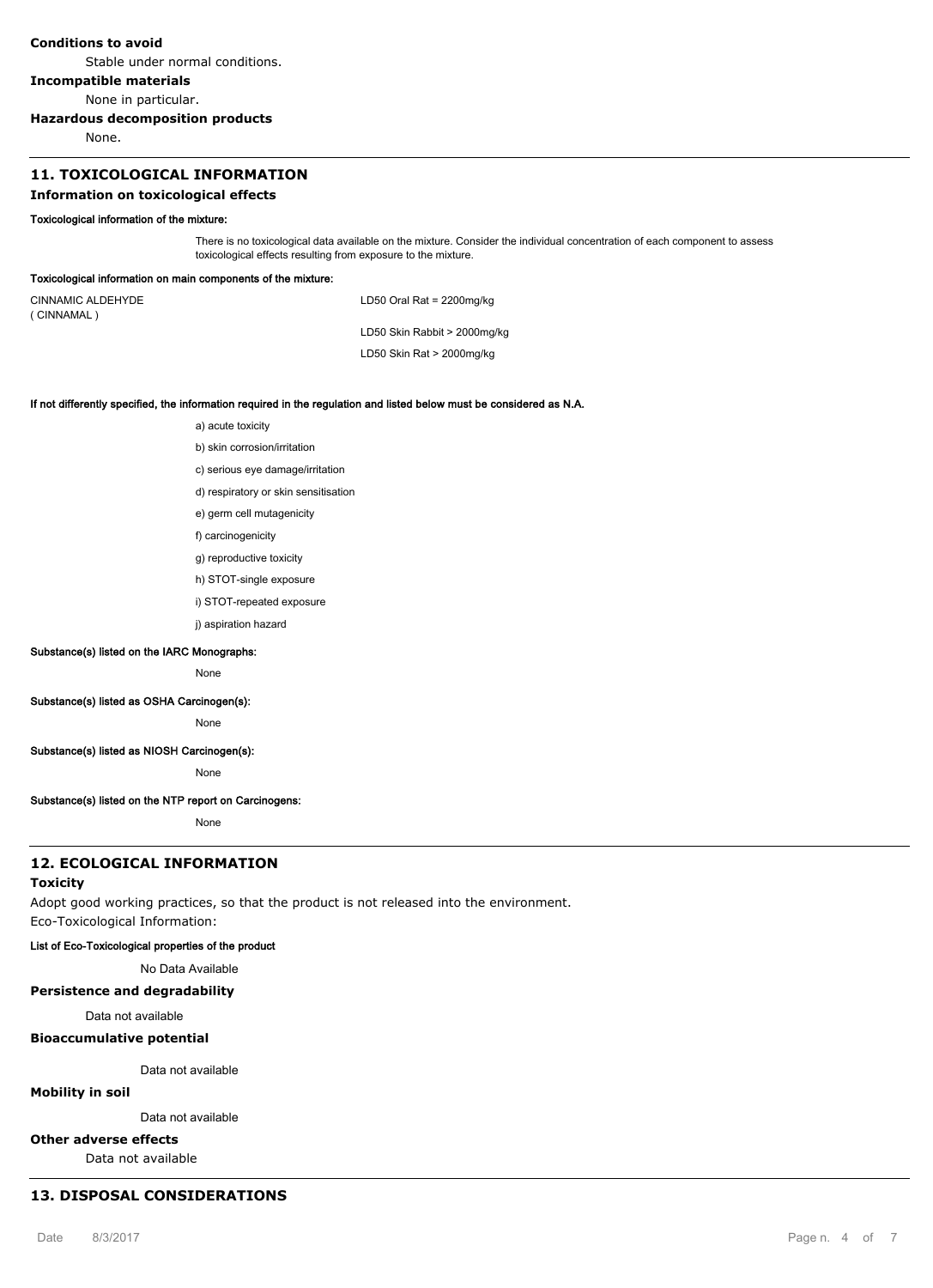**Conditions to avoid**

Stable under normal conditions.

**Incompatible materials**

None in particular.

**Hazardous decomposition products**

None.

## 11. TOXICOLOGICAL INFORMATION

### Information on toxicological effects

**Toxicological information of the mixture:**

There is no toxicological data available on the mixture. Consider the individual concentration of each component to assess toxicological effects resulting from exposure to the mixture.

**Toxicological information on main components of the mixture:**

| | |
|---|---|
| CINNAMIC ALDEHYDE ( CINNAMAL ) | LD50 Oral Rat = 2200mg/kg |
| | LD50 Skin Rabbit > 2000mg/kg |
| | LD50 Skin Rat > 2000mg/kg |

**If not differently specified, the information required in the regulation and listed below must be considered as N.A.**

a) acute toxicity

b) skin corrosion/irritation

c) serious eye damage/irritation

d) respiratory or skin sensitisation

e) germ cell mutagenicity

f) carcinogenicity

g) reproductive toxicity

h) STOT-single exposure

i) STOT-repeated exposure

j) aspiration hazard

**Substance(s) listed on the IARC Monographs:**

None

**Substance(s) listed as OSHA Carcinogen(s):**

None

**Substance(s) listed as NIOSH Carcinogen(s):**

None

**Substance(s) listed on the NTP report on Carcinogens:**

None

## 12. ECOLOGICAL INFORMATION

**Toxicity**

Adopt good working practices, so that the product is not released into the environment.

Eco-Toxicological Information:

**List of Eco-Toxicological properties of the product**

No Data Available

**Persistence and degradability**

Data not available

**Bioaccumulative potential**

Data not available

**Mobility in soil**

Data not available

**Other adverse effects**

Data not available

## 13. DISPOSAL CONSIDERATIONS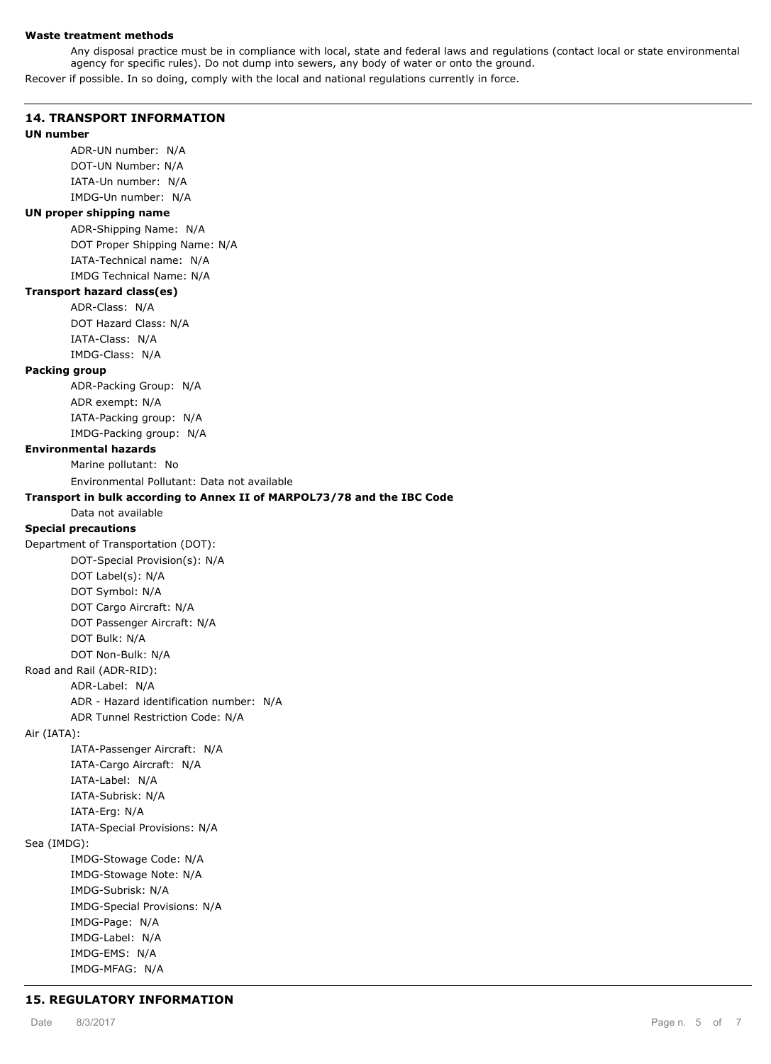**Waste treatment methods**

Any disposal practice must be in compliance with local, state and federal laws and regulations (contact local or state environmental agency for specific rules). Do not dump into sewers, any body of water or onto the ground.

Recover if possible. In so doing, comply with the local and national regulations currently in force.

## 14. TRANSPORT INFORMATION

**UN number**

ADR-UN number: N/A
DOT-UN Number: N/A
IATA-Un number: N/A
IMDG-Un number: N/A

**UN proper shipping name**

ADR-Shipping Name: N/A
DOT Proper Shipping Name: N/A
IATA-Technical name: N/A
IMDG Technical Name: N/A

**Transport hazard class(es)**

ADR-Class: N/A
DOT Hazard Class: N/A
IATA-Class: N/A
IMDG-Class: N/A

**Packing group**

ADR-Packing Group: N/A
ADR exempt: N/A
IATA-Packing group: N/A
IMDG-Packing group: N/A

**Environmental hazards**

Marine pollutant: No
Environmental Pollutant: Data not available

**Transport in bulk according to Annex II of MARPOL73/78 and the IBC Code**

Data not available

**Special precautions**

Department of Transportation (DOT):

DOT-Special Provision(s): N/A
DOT Label(s): N/A
DOT Symbol: N/A
DOT Cargo Aircraft: N/A
DOT Passenger Aircraft: N/A
DOT Bulk: N/A
DOT Non-Bulk: N/A

Road and Rail (ADR-RID):

ADR-Label: N/A
ADR - Hazard identification number: N/A
ADR Tunnel Restriction Code: N/A

Air (IATA):

IATA-Passenger Aircraft: N/A
IATA-Cargo Aircraft: N/A
IATA-Label: N/A
IATA-Subrisk: N/A
IATA-Erg: N/A
IATA-Special Provisions: N/A

Sea (IMDG):

IMDG-Stowage Code: N/A
IMDG-Stowage Note: N/A
IMDG-Subrisk: N/A
IMDG-Special Provisions: N/A
IMDG-Page: N/A
IMDG-Label: N/A
IMDG-EMS: N/A
IMDG-MFAG: N/A

## 15. REGULATORY INFORMATION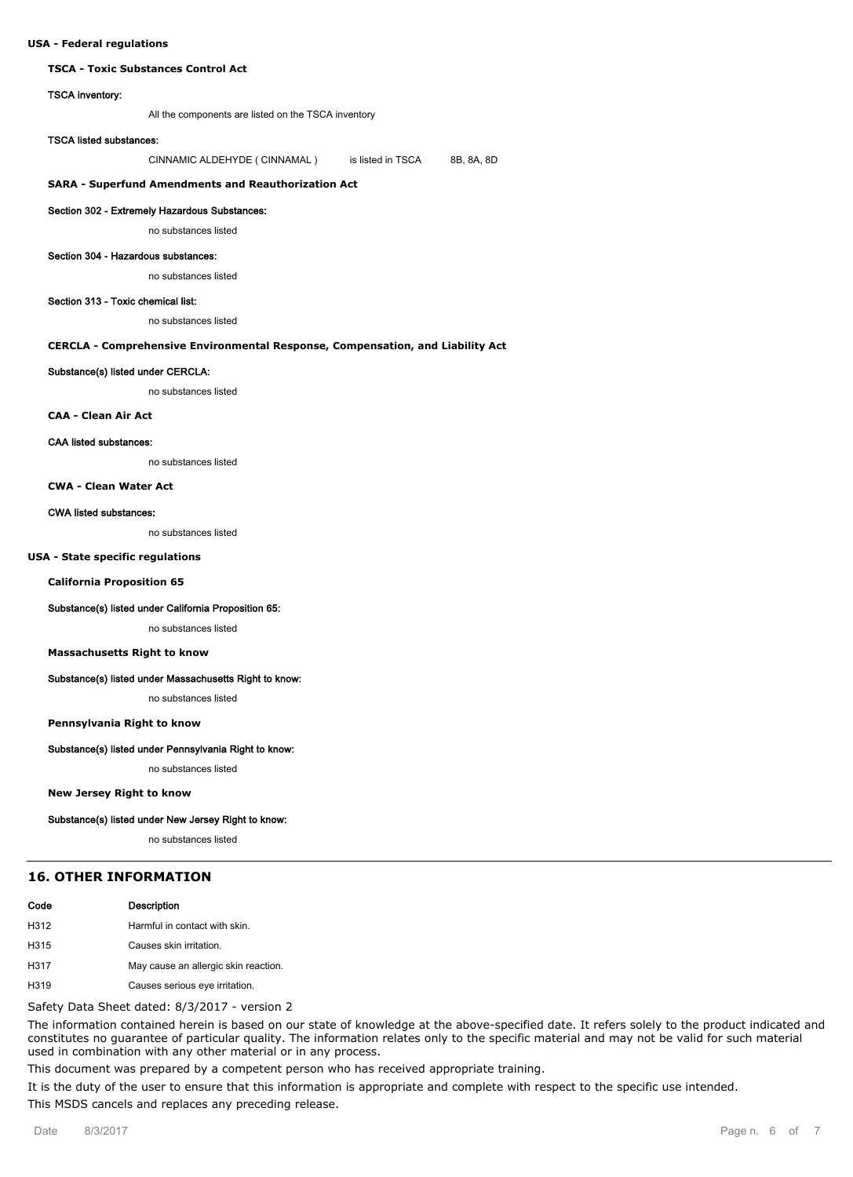**USA - Federal regulations**

**TSCA - Toxic Substances Control Act**

TSCA inventory:

All the components are listed on the TSCA inventory

TSCA listed substances:

CINNAMIC ALDEHYDE ( CINNAMAL ) is listed in TSCA 8B, 8A, 8D

**SARA - Superfund Amendments and Reauthorization Act**

Section 302 - Extremely Hazardous Substances:

no substances listed

Section 304 - Hazardous substances:

no substances listed

Section 313 - Toxic chemical list:

no substances listed

**CERCLA - Comprehensive Environmental Response, Compensation, and Liability Act**

Substance(s) listed under CERCLA:

no substances listed

**CAA - Clean Air Act**

CAA listed substances:

no substances listed

**CWA - Clean Water Act**

CWA listed substances:

no substances listed

**USA - State specific regulations**

**California Proposition 65**

Substance(s) listed under California Proposition 65:

no substances listed

**Massachusetts Right to know**

Substance(s) listed under Massachusetts Right to know:

no substances listed

**Pennsylvania Right to know**

Substance(s) listed under Pennsylvania Right to know:

no substances listed

**New Jersey Right to know**

Substance(s) listed under New Jersey Right to know:

no substances listed

## 16. OTHER INFORMATION

| Code | Description |
|---|---|
| H312 | Harmful in contact with skin. |
| H315 | Causes skin irritation. |
| H317 | May cause an allergic skin reaction. |
| H319 | Causes serious eye irritation. |

Safety Data Sheet dated: 8/3/2017 - version 2

The information contained herein is based on our state of knowledge at the above-specified date. It refers solely to the product indicated and constitutes no guarantee of particular quality. The information relates only to the specific material and may not be valid for such material used in combination with any other material or in any process.

This document was prepared by a competent person who has received appropriate training.

It is the duty of the user to ensure that this information is appropriate and complete with respect to the specific use intended.

This MSDS cancels and replaces any preceding release.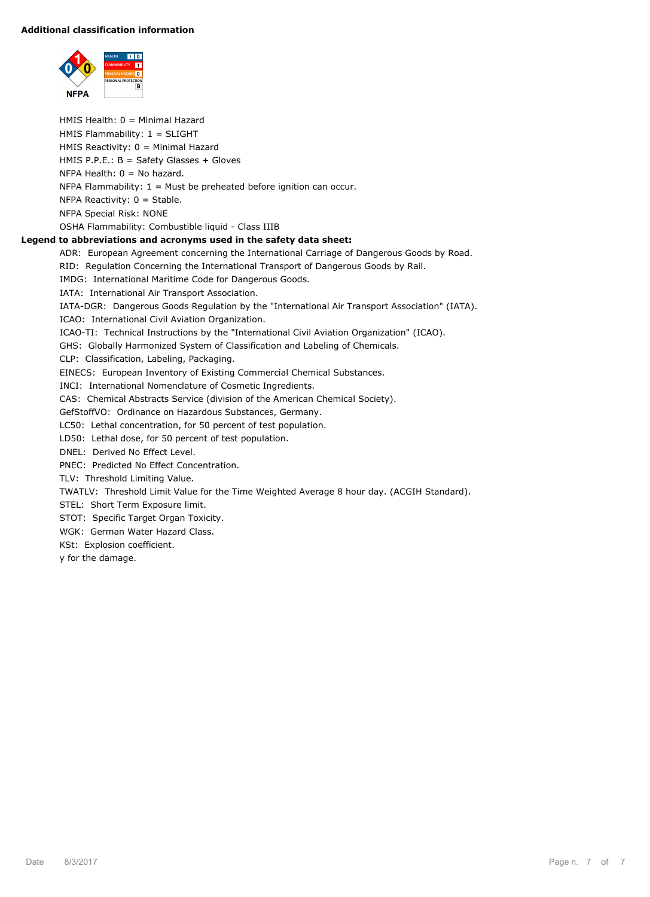**Additional classification information**

NFPA

HMIS Health: 0 = Minimal Hazard

HMIS Flammability: 1 = SLIGHT

HMIS Reactivity: 0 = Minimal Hazard

HMIS P.P.E.: B = Safety Glasses + Gloves

NFPA Health: 0 = No hazard.

NFPA Flammability: 1 = Must be preheated before ignition can occur.

NFPA Reactivity: 0 = Stable.

NFPA Special Risk: NONE

OSHA Flammability: Combustible liquid - Class IIIB

**Legend to abbreviations and acronyms used in the safety data sheet:**

ADR: European Agreement concerning the International Carriage of Dangerous Goods by Road.

RID: Regulation Concerning the International Transport of Dangerous Goods by Rail.

IMDG: International Maritime Code for Dangerous Goods.

IATA: International Air Transport Association.

IATA-DGR: Dangerous Goods Regulation by the "International Air Transport Association" (IATA).

ICAO: International Civil Aviation Organization.

ICAO-TI: Technical Instructions by the "International Civil Aviation Organization" (ICAO).

GHS: Globally Harmonized System of Classification and Labeling of Chemicals.

CLP: Classification, Labeling, Packaging.

EINECS: European Inventory of Existing Commercial Chemical Substances.

INCI: International Nomenclature of Cosmetic Ingredients.

CAS: Chemical Abstracts Service (division of the American Chemical Society).

GefStoffVO: Ordinance on Hazardous Substances, Germany.

LC50: Lethal concentration, for 50 percent of test population.

LD50: Lethal dose, for 50 percent of test population.

DNEL: Derived No Effect Level.

PNEC: Predicted No Effect Concentration.

TLV: Threshold Limiting Value.

TWATLV: Threshold Limit Value for the Time Weighted Average 8 hour day. (ACGIH Standard).

STEL: Short Term Exposure limit.

STOT: Specific Target Organ Toxicity.

WGK: German Water Hazard Class.

KSt: Explosion coefficient.

y for the damage.